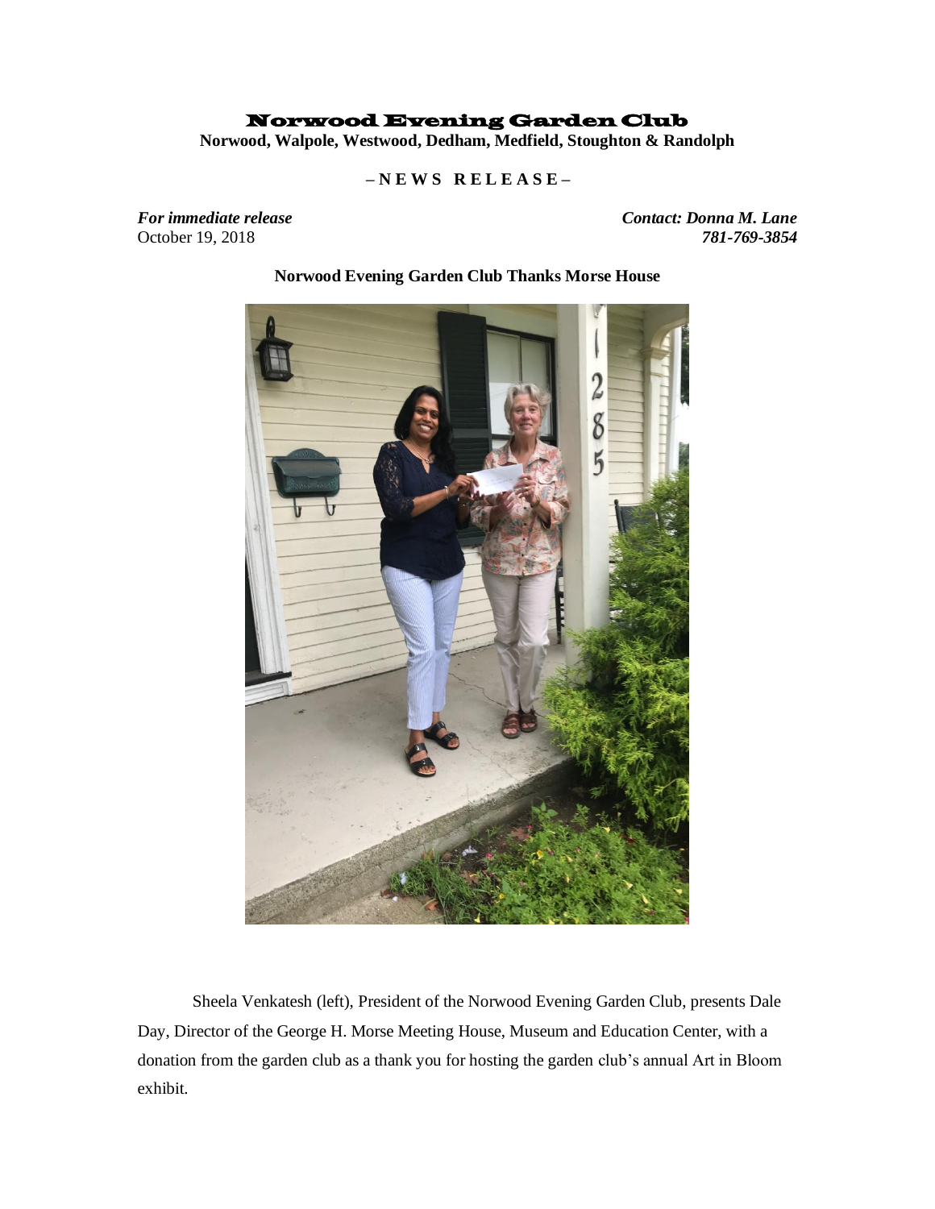# Norwood Evening Garden Club

**Norwood, Walpole, Westwood, Dedham, Medfield, Stoughton & Randolph**

**– N E W S R E L E A S E –**

***For immediate release***
October 19, 2018

***Contact: Donna M. Lane***
***781-769-3854***

**Norwood Evening Garden Club Thanks Morse House**

Sheela Venkatesh (left), President of the Norwood Evening Garden Club, presents Dale Day, Director of the George H. Morse Meeting House, Museum and Education Center, with a donation from the garden club as a thank you for hosting the garden club's annual Art in Bloom exhibit.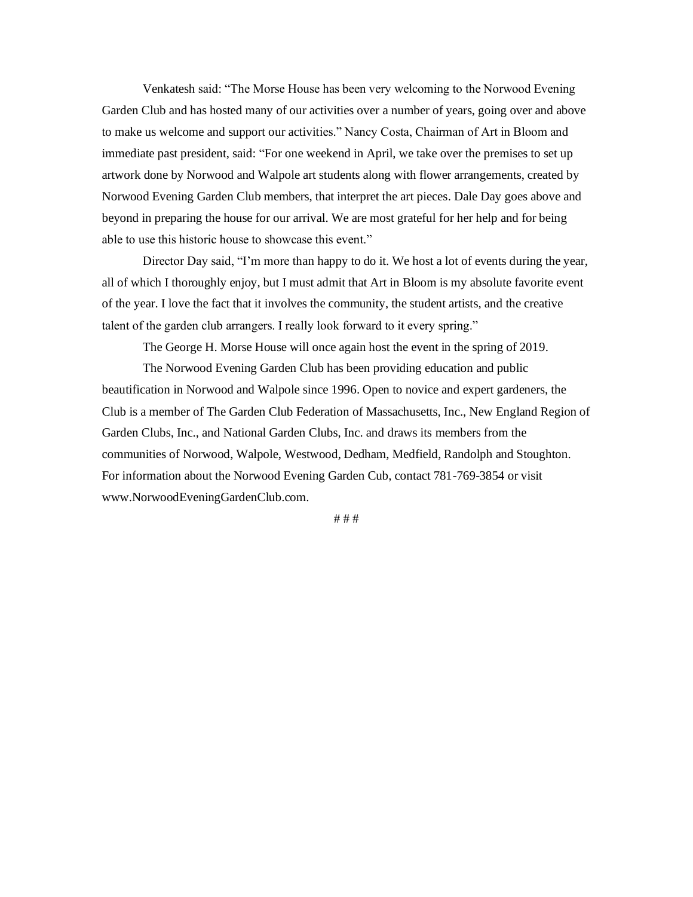Venkatesh said: "The Morse House has been very welcoming to the Norwood Evening Garden Club and has hosted many of our activities over a number of years, going over and above to make us welcome and support our activities." Nancy Costa, Chairman of Art in Bloom and immediate past president, said: "For one weekend in April, we take over the premises to set up artwork done by Norwood and Walpole art students along with flower arrangements, created by Norwood Evening Garden Club members, that interpret the art pieces. Dale Day goes above and beyond in preparing the house for our arrival. We are most grateful for her help and for being able to use this historic house to showcase this event."

Director Day said, "I'm more than happy to do it. We host a lot of events during the year, all of which I thoroughly enjoy, but I must admit that Art in Bloom is my absolute favorite event of the year. I love the fact that it involves the community, the student artists, and the creative talent of the garden club arrangers. I really look forward to it every spring."

The George H. Morse House will once again host the event in the spring of 2019.

The Norwood Evening Garden Club has been providing education and public beautification in Norwood and Walpole since 1996. Open to novice and expert gardeners, the Club is a member of The Garden Club Federation of Massachusetts, Inc., New England Region of Garden Clubs, Inc., and National Garden Clubs, Inc. and draws its members from the communities of Norwood, Walpole, Westwood, Dedham, Medfield, Randolph and Stoughton. For information about the Norwood Evening Garden Cub, contact 781-769-3854 or visit www.NorwoodEveningGardenClub.com.

# # #